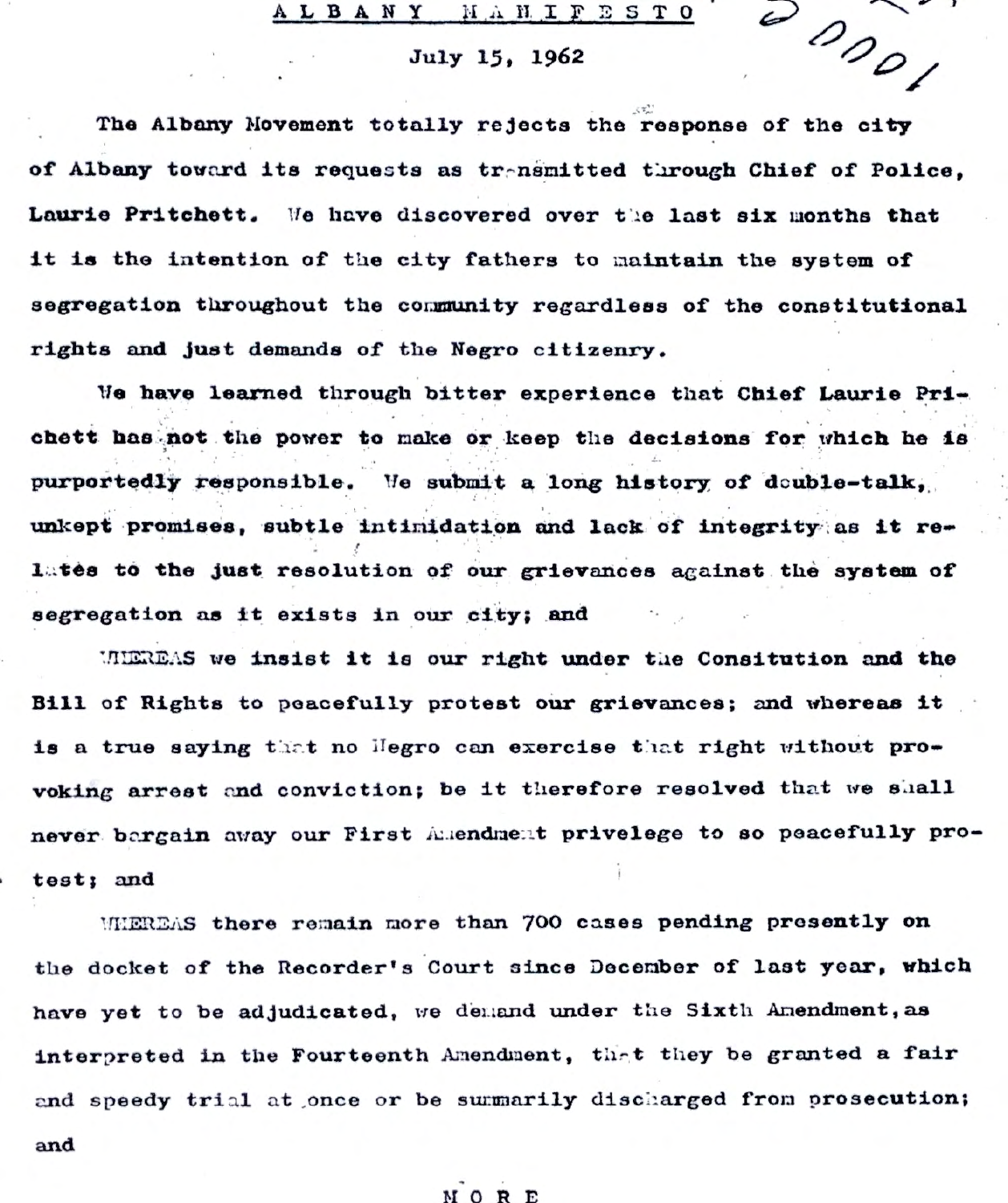# ALBANY MANIFESTO

July 15, 1962

The Albany Movement totally rejects the response of the city of Albany toward its requests as transmitted through Chief of Police, Laurie Pritchett. We have discovered over the last six months that it is the intention of the city fathers to maintain the system of segregation throughout the community regardless of the constitutional rights and just demands of the Negro citizenry.

We have learned through bitter experience that Chief Laurie Prichett has not the power to make or keep the decisions for which he is purportedly responsible. We submit a long history of double-talk, unkept promises, subtle intimidation and lack of integrity as it relates to the just resolution of our grievances against the system of segregation as it exists in our city; and

WHEREAS we insist it is our right under the Consitution and the Bill of Rights to peacefully protest our grievances; and whereas it is a true saying that no Negro can exercise that right without provoking arrest and conviction; be it therefore resolved that we shall never bargain away our First Amendment privelege to so peacefully protest; and

WHEREAS there remain more than 700 cases pending presently on the docket of the Recorder's Court since December of last year, which have yet to be adjudicated, we demand under the Sixth Amendment, as interpreted in the Fourteenth Amendment, that they be granted a fair and speedy trial at once or be summarily discharged from prosecution; and

MORE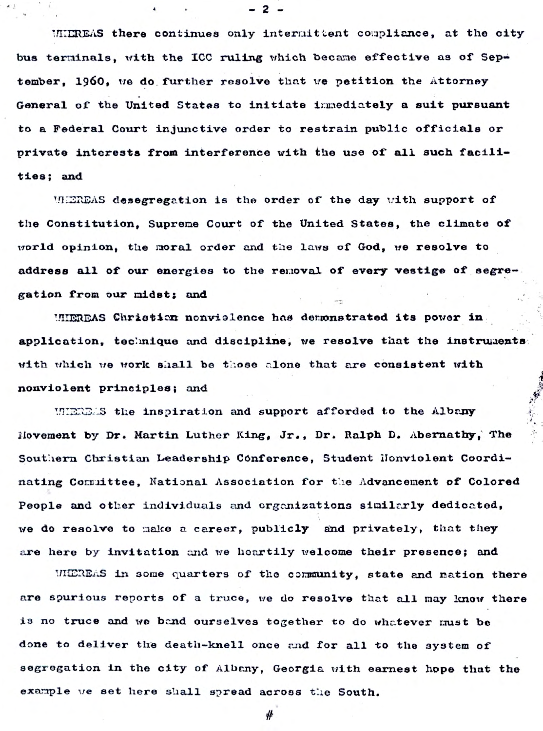WHEREAS there continues only intermittent compliance, at the city bus terminals, with the ICC ruling which became effective as of September, 1960, we do further resolve that we petition the Attorney General of the United States to initiate immediately a suit pursuant to a Federal Court injunctive order to restrain public officials or private interests from interference with the use of all such facilities; and

WHEREAS desegregation is the order of the day with support of the Constitution, Supreme Court of the United States, the climate of world opinion, the moral order and the laws of God, we resolve to address all of our energies to the removal of every vestige of segregation from our midst; and

WHEREAS Christian nonviolence has demonstrated its power in application, technique and discipline, we resolve that the instruments with which we work shall be those alone that are consistent with nonviolent principles; and

WHEREAS the inspiration and support afforded to the Albany Movement by Dr. Martin Luther King, Jr., Dr. Ralph D. Abernathy, The Southern Christian Leadership Conference, Student Nonviolent Coordinating Committee, National Association for the Advancement of Colored People and other individuals and organizations similarly dedicated, we do resolve to make a career, publicly and privately, that they are here by invitation and we heartily welcome their presence; and

WHEREAS in some quarters of the community, state and nation there are spurious reports of a truce, we do resolve that all may know there is no truce and we band ourselves together to do whatever must be done to deliver the death-knell once and for all to the system of segregation in the city of Albany, Georgia with earnest hope that the example we set here shall spread across the South.

#